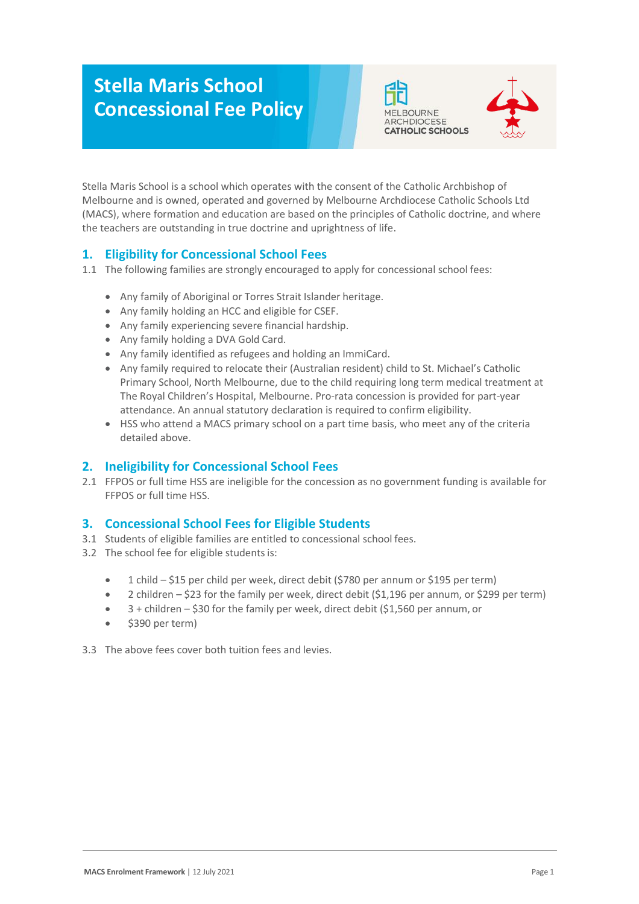# Stella Maris School Concessional Fee Policy

MELBOURNE ARCHDIOCESE CATHOLIC SCHOOLS

Stella Maris School is a school which operates with the consent of the Catholic Archbishop of Melbourne and is owned, operated and governed by Melbourne Archdiocese Catholic Schools Ltd (MACS), where formation and education are based on the principles of Catholic doctrine, and where the teachers are outstanding in true doctrine and uprightness of life.

## 1. Eligibility for Concessional School Fees

1.1 The following families are strongly encouraged to apply for concessional school fees:

- Any family of Aboriginal or Torres Strait Islander heritage.
- Any family holding an HCC and eligible for CSEF.
- Any family experiencing severe financial hardship.
- Any family holding a DVA Gold Card.
- Any family identified as refugees and holding an ImmiCard.
- Any family required to relocate their (Australian resident) child to St. Michael's Catholic Primary School, North Melbourne, due to the child requiring long term medical treatment at The Royal Children's Hospital, Melbourne. Pro-rata concession is provided for part-year attendance. An annual statutory declaration is required to confirm eligibility.
- HSS who attend a MACS primary school on a part time basis, who meet any of the criteria detailed above.

## 2. Ineligibility for Concessional School Fees

2.1 FFPOS or full time HSS are ineligible for the concession as no government funding is available for FFPOS or full time HSS.

## 3. Concessional School Fees for Eligible Students

3.1 Students of eligible families are entitled to concessional school fees.

3.2 The school fee for eligible students is:

- 1 child – $15 per child per week, direct debit ($780 per annum or $195 per term)
- 2 children – $23 for the family per week, direct debit ($1,196 per annum, or $299 per term)
- 3 + children – $30 for the family per week, direct debit ($1,560 per annum, or
- $390 per term)

3.3 The above fees cover both tuition fees and levies.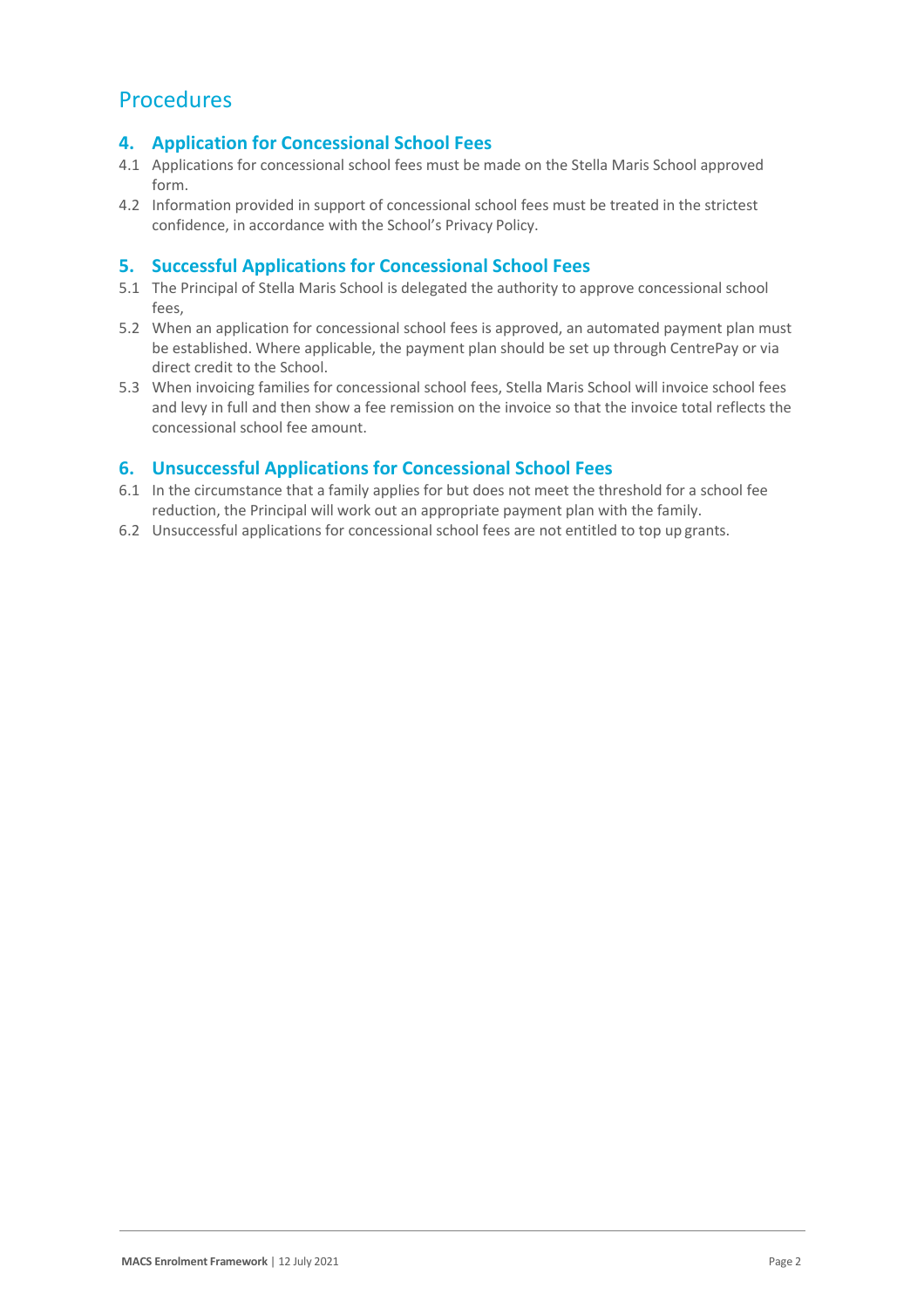# Procedures

## 4. Application for Concessional School Fees

4.1 Applications for concessional school fees must be made on the Stella Maris School approved form.

4.2 Information provided in support of concessional school fees must be treated in the strictest confidence, in accordance with the School's Privacy Policy.

## 5. Successful Applications for Concessional School Fees

5.1 The Principal of Stella Maris School is delegated the authority to approve concessional school fees,

5.2 When an application for concessional school fees is approved, an automated payment plan must be established. Where applicable, the payment plan should be set up through CentrePay or via direct credit to the School.

5.3 When invoicing families for concessional school fees, Stella Maris School will invoice school fees and levy in full and then show a fee remission on the invoice so that the invoice total reflects the concessional school fee amount.

## 6. Unsuccessful Applications for Concessional School Fees

6.1 In the circumstance that a family applies for but does not meet the threshold for a school fee reduction, the Principal will work out an appropriate payment plan with the family.

6.2 Unsuccessful applications for concessional school fees are not entitled to top up grants.